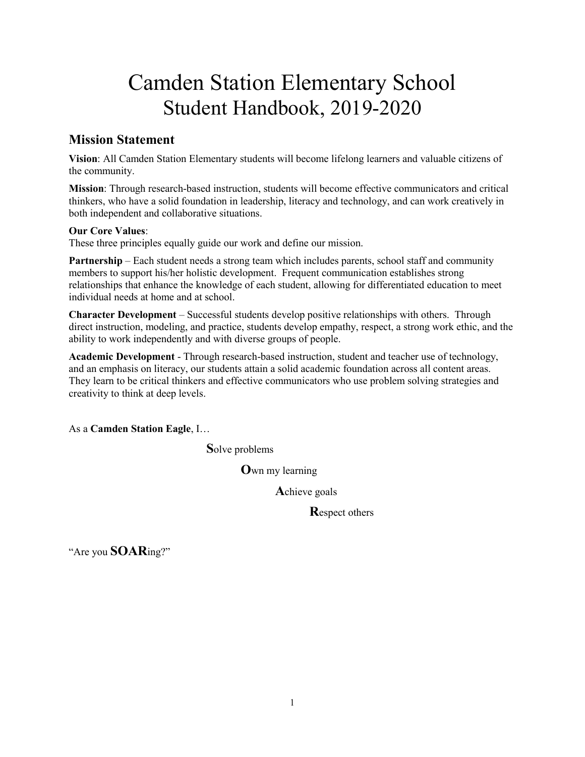# Camden Station Elementary School
# Student Handbook, 2019-2020

## Mission Statement

**Vision**: All Camden Station Elementary students will become lifelong learners and valuable citizens of the community.

**Mission**: Through research-based instruction, students will become effective communicators and critical thinkers, who have a solid foundation in leadership, literacy and technology, and can work creatively in both independent and collaborative situations.

**Our Core Values**:
These three principles equally guide our work and define our mission.

**Partnership** – Each student needs a strong team which includes parents, school staff and community members to support his/her holistic development. Frequent communication establishes strong relationships that enhance the knowledge of each student, allowing for differentiated education to meet individual needs at home and at school.

**Character Development** – Successful students develop positive relationships with others. Through direct instruction, modeling, and practice, students develop empathy, respect, a strong work ethic, and the ability to work independently and with diverse groups of people.

**Academic Development** - Through research-based instruction, student and teacher use of technology, and an emphasis on literacy, our students attain a solid academic foundation across all content areas. They learn to be critical thinkers and effective communicators who use problem solving strategies and creativity to think at deep levels.

As a **Camden Station Eagle**, I…

**S**olve problems

**O**wn my learning

**A**chieve goals

**R**espect others

"Are you **SOAR**ing?"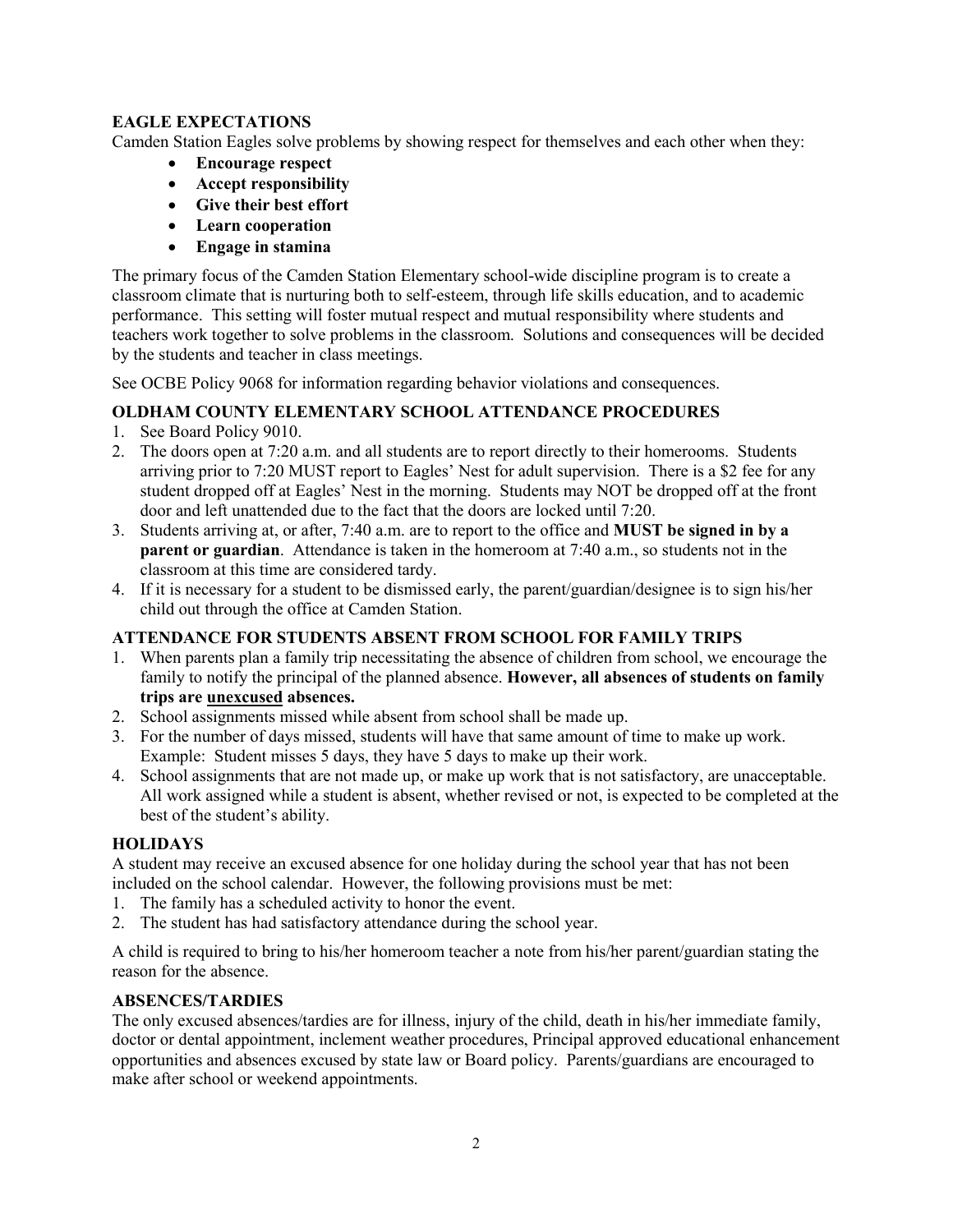## EAGLE EXPECTATIONS

Camden Station Eagles solve problems by showing respect for themselves and each other when they:

- **Encourage respect**
- **Accept responsibility**
- **Give their best effort**
- **Learn cooperation**
- **Engage in stamina**

The primary focus of the Camden Station Elementary school-wide discipline program is to create a classroom climate that is nurturing both to self-esteem, through life skills education, and to academic performance. This setting will foster mutual respect and mutual responsibility where students and teachers work together to solve problems in the classroom. Solutions and consequences will be decided by the students and teacher in class meetings.

See OCBE Policy 9068 for information regarding behavior violations and consequences.

## OLDHAM COUNTY ELEMENTARY SCHOOL ATTENDANCE PROCEDURES

1. See Board Policy 9010.
2. The doors open at 7:20 a.m. and all students are to report directly to their homerooms. Students arriving prior to 7:20 MUST report to Eagles' Nest for adult supervision. There is a $2 fee for any student dropped off at Eagles' Nest in the morning. Students may NOT be dropped off at the front door and left unattended due to the fact that the doors are locked until 7:20.
3. Students arriving at, or after, 7:40 a.m. are to report to the office and **MUST be signed in by a parent or guardian**. Attendance is taken in the homeroom at 7:40 a.m., so students not in the classroom at this time are considered tardy.
4. If it is necessary for a student to be dismissed early, the parent/guardian/designee is to sign his/her child out through the office at Camden Station.

## ATTENDANCE FOR STUDENTS ABSENT FROM SCHOOL FOR FAMILY TRIPS

1. When parents plan a family trip necessitating the absence of children from school, we encourage the family to notify the principal of the planned absence. **However, all absences of students on family trips are <u>unexcused</u> absences.**
2. School assignments missed while absent from school shall be made up.
3. For the number of days missed, students will have that same amount of time to make up work. Example: Student misses 5 days, they have 5 days to make up their work.
4. School assignments that are not made up, or make up work that is not satisfactory, are unacceptable. All work assigned while a student is absent, whether revised or not, is expected to be completed at the best of the student's ability.

## HOLIDAYS

A student may receive an excused absence for one holiday during the school year that has not been included on the school calendar. However, the following provisions must be met:

1. The family has a scheduled activity to honor the event.
2. The student has had satisfactory attendance during the school year.

A child is required to bring to his/her homeroom teacher a note from his/her parent/guardian stating the reason for the absence.

## ABSENCES/TARDIES

The only excused absences/tardies are for illness, injury of the child, death in his/her immediate family, doctor or dental appointment, inclement weather procedures, Principal approved educational enhancement opportunities and absences excused by state law or Board policy. Parents/guardians are encouraged to make after school or weekend appointments.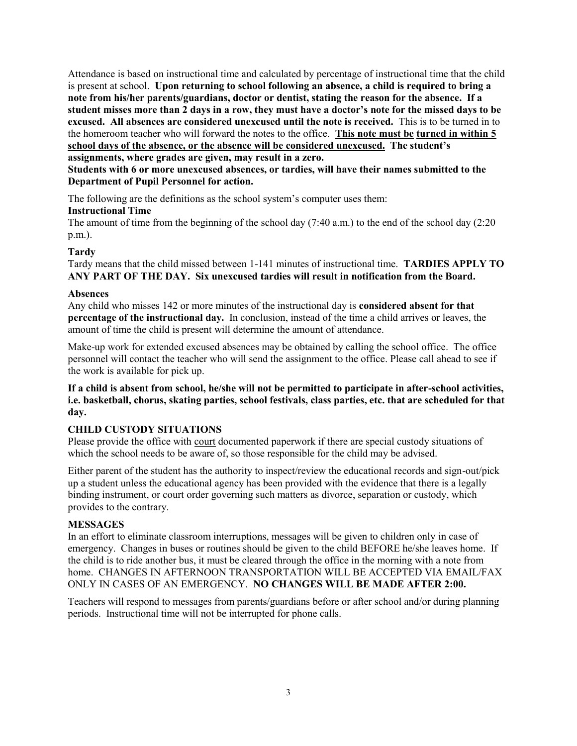Attendance is based on instructional time and calculated by percentage of instructional time that the child is present at school. **Upon returning to school following an absence, a child is required to bring a note from his/her parents/guardians, doctor or dentist, stating the reason for the absence. If a student misses more than 2 days in a row, they must have a doctor's note for the missed days to be excused. All absences are considered unexcused until the note is received.** This is to be turned in to the homeroom teacher who will forward the notes to the office. **This note must be turned in within 5 school days of the absence, or the absence will be considered unexcused. The student's assignments, where grades are given, may result in a zero.**

**Students with 6 or more unexcused absences, or tardies, will have their names submitted to the Department of Pupil Personnel for action.**

The following are the definitions as the school system's computer uses them:

**Instructional Time**

The amount of time from the beginning of the school day (7:40 a.m.) to the end of the school day (2:20 p.m.).

**Tardy**

Tardy means that the child missed between 1-141 minutes of instructional time. **TARDIES APPLY TO ANY PART OF THE DAY. Six unexcused tardies will result in notification from the Board.**

**Absences**

Any child who misses 142 or more minutes of the instructional day is **considered absent for that percentage of the instructional day.** In conclusion, instead of the time a child arrives or leaves, the amount of time the child is present will determine the amount of attendance.

Make-up work for extended excused absences may be obtained by calling the school office. The office personnel will contact the teacher who will send the assignment to the office. Please call ahead to see if the work is available for pick up.

**If a child is absent from school, he/she will not be permitted to participate in after-school activities, i.e. basketball, chorus, skating parties, school festivals, class parties, etc. that are scheduled for that day.**

**CHILD CUSTODY SITUATIONS**

Please provide the office with court documented paperwork if there are special custody situations of which the school needs to be aware of, so those responsible for the child may be advised.

Either parent of the student has the authority to inspect/review the educational records and sign-out/pick up a student unless the educational agency has been provided with the evidence that there is a legally binding instrument, or court order governing such matters as divorce, separation or custody, which provides to the contrary.

**MESSAGES**

In an effort to eliminate classroom interruptions, messages will be given to children only in case of emergency. Changes in buses or routines should be given to the child BEFORE he/she leaves home. If the child is to ride another bus, it must be cleared through the office in the morning with a note from home. CHANGES IN AFTERNOON TRANSPORTATION WILL BE ACCEPTED VIA EMAIL/FAX ONLY IN CASES OF AN EMERGENCY. **NO CHANGES WILL BE MADE AFTER 2:00.**

Teachers will respond to messages from parents/guardians before or after school and/or during planning periods. Instructional time will not be interrupted for phone calls.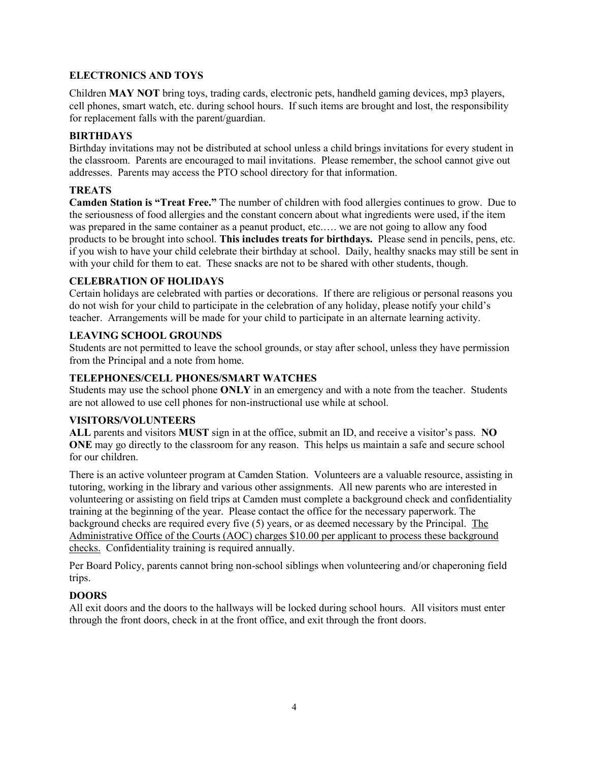### ELECTRONICS AND TOYS

Children **MAY NOT** bring toys, trading cards, electronic pets, handheld gaming devices, mp3 players, cell phones, smart watch, etc. during school hours. If such items are brought and lost, the responsibility for replacement falls with the parent/guardian.

### BIRTHDAYS

Birthday invitations may not be distributed at school unless a child brings invitations for every student in the classroom. Parents are encouraged to mail invitations. Please remember, the school cannot give out addresses. Parents may access the PTO school directory for that information.

### TREATS

**Camden Station is "Treat Free."** The number of children with food allergies continues to grow. Due to the seriousness of food allergies and the constant concern about what ingredients were used, if the item was prepared in the same container as a peanut product, etc.…. we are not going to allow any food products to be brought into school. **This includes treats for birthdays.** Please send in pencils, pens, etc. if you wish to have your child celebrate their birthday at school. Daily, healthy snacks may still be sent in with your child for them to eat. These snacks are not to be shared with other students, though.

### CELEBRATION OF HOLIDAYS

Certain holidays are celebrated with parties or decorations. If there are religious or personal reasons you do not wish for your child to participate in the celebration of any holiday, please notify your child's teacher. Arrangements will be made for your child to participate in an alternate learning activity.

### LEAVING SCHOOL GROUNDS

Students are not permitted to leave the school grounds, or stay after school, unless they have permission from the Principal and a note from home.

### TELEPHONES/CELL PHONES/SMART WATCHES

Students may use the school phone **ONLY** in an emergency and with a note from the teacher. Students are not allowed to use cell phones for non-instructional use while at school.

### VISITORS/VOLUNTEERS

**ALL** parents and visitors **MUST** sign in at the office, submit an ID, and receive a visitor's pass. **NO ONE** may go directly to the classroom for any reason. This helps us maintain a safe and secure school for our children.

There is an active volunteer program at Camden Station. Volunteers are a valuable resource, assisting in tutoring, working in the library and various other assignments. All new parents who are interested in volunteering or assisting on field trips at Camden must complete a background check and confidentiality training at the beginning of the year. Please contact the office for the necessary paperwork. The background checks are required every five (5) years, or as deemed necessary by the Principal. The Administrative Office of the Courts (AOC) charges $10.00 per applicant to process these background checks. Confidentiality training is required annually.

Per Board Policy, parents cannot bring non-school siblings when volunteering and/or chaperoning field trips.

### DOORS

All exit doors and the doors to the hallways will be locked during school hours. All visitors must enter through the front doors, check in at the front office, and exit through the front doors.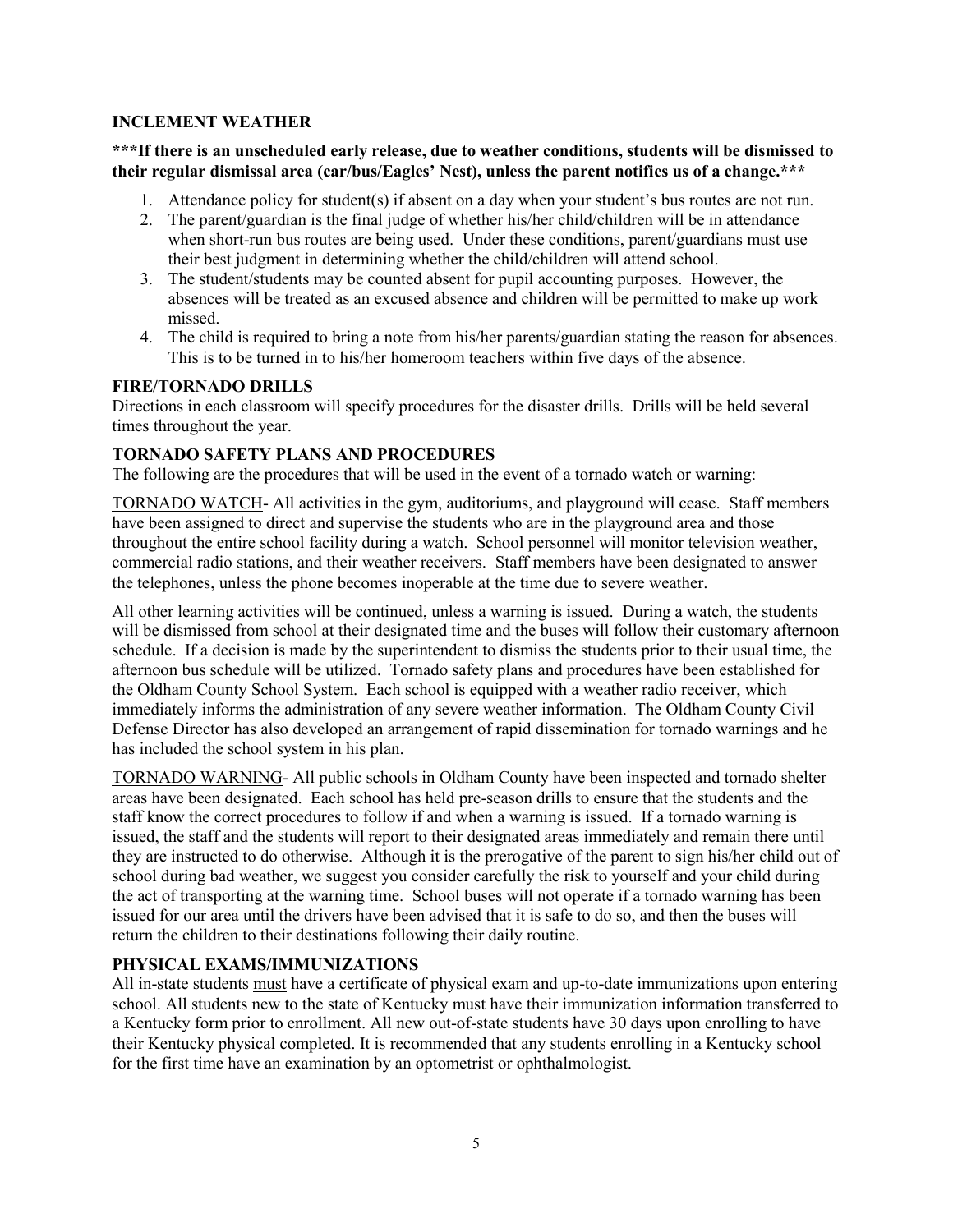## INCLEMENT WEATHER

**\*\*\*If there is an unscheduled early release, due to weather conditions, students will be dismissed to their regular dismissal area (car/bus/Eagles' Nest), unless the parent notifies us of a change.\*\*\***

1. Attendance policy for student(s) if absent on a day when your student's bus routes are not run.
2. The parent/guardian is the final judge of whether his/her child/children will be in attendance when short-run bus routes are being used. Under these conditions, parent/guardians must use their best judgment in determining whether the child/children will attend school.
3. The student/students may be counted absent for pupil accounting purposes. However, the absences will be treated as an excused absence and children will be permitted to make up work missed.
4. The child is required to bring a note from his/her parents/guardian stating the reason for absences. This is to be turned in to his/her homeroom teachers within five days of the absence.

## FIRE/TORNADO DRILLS

Directions in each classroom will specify procedures for the disaster drills. Drills will be held several times throughout the year.

## TORNADO SAFETY PLANS AND PROCEDURES

The following are the procedures that will be used in the event of a tornado watch or warning:

<u>TORNADO WATCH</u>- All activities in the gym, auditoriums, and playground will cease. Staff members have been assigned to direct and supervise the students who are in the playground area and those throughout the entire school facility during a watch. School personnel will monitor television weather, commercial radio stations, and their weather receivers. Staff members have been designated to answer the telephones, unless the phone becomes inoperable at the time due to severe weather.

All other learning activities will be continued, unless a warning is issued. During a watch, the students will be dismissed from school at their designated time and the buses will follow their customary afternoon schedule. If a decision is made by the superintendent to dismiss the students prior to their usual time, the afternoon bus schedule will be utilized. Tornado safety plans and procedures have been established for the Oldham County School System. Each school is equipped with a weather radio receiver, which immediately informs the administration of any severe weather information. The Oldham County Civil Defense Director has also developed an arrangement of rapid dissemination for tornado warnings and he has included the school system in his plan.

<u>TORNADO WARNING</u>- All public schools in Oldham County have been inspected and tornado shelter areas have been designated. Each school has held pre-season drills to ensure that the students and the staff know the correct procedures to follow if and when a warning is issued. If a tornado warning is issued, the staff and the students will report to their designated areas immediately and remain there until they are instructed to do otherwise. Although it is the prerogative of the parent to sign his/her child out of school during bad weather, we suggest you consider carefully the risk to yourself and your child during the act of transporting at the warning time. School buses will not operate if a tornado warning has been issued for our area until the drivers have been advised that it is safe to do so, and then the buses will return the children to their destinations following their daily routine.

## PHYSICAL EXAMS/IMMUNIZATIONS

All in-state students <u>must</u> have a certificate of physical exam and up-to-date immunizations upon entering school. All students new to the state of Kentucky must have their immunization information transferred to a Kentucky form prior to enrollment. All new out-of-state students have 30 days upon enrolling to have their Kentucky physical completed. It is recommended that any students enrolling in a Kentucky school for the first time have an examination by an optometrist or ophthalmologist.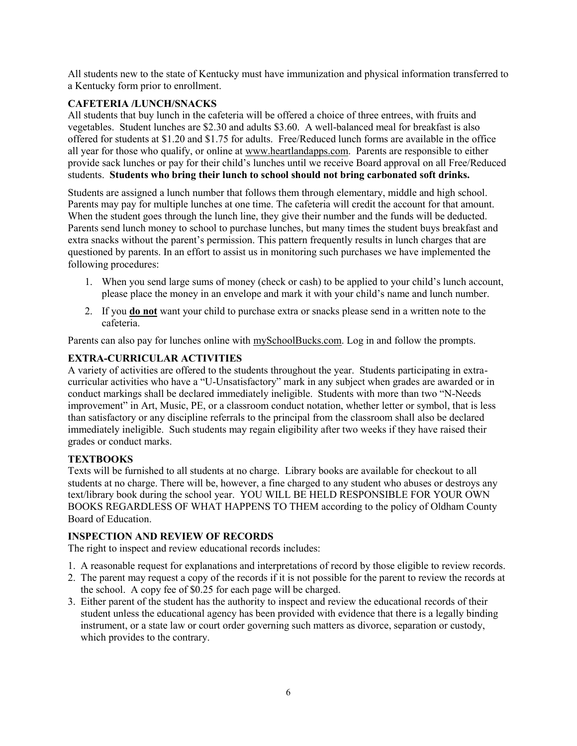All students new to the state of Kentucky must have immunization and physical information transferred to a Kentucky form prior to enrollment.

### CAFETERIA /LUNCH/SNACKS

All students that buy lunch in the cafeteria will be offered a choice of three entrees, with fruits and vegetables. Student lunches are $2.30 and adults $3.60. A well-balanced meal for breakfast is also offered for students at $1.20 and $1.75 for adults. Free/Reduced lunch forms are available in the office all year for those who qualify, or online at www.heartlandapps.com. Parents are responsible to either provide sack lunches or pay for their child's lunches until we receive Board approval on all Free/Reduced students. **Students who bring their lunch to school should not bring carbonated soft drinks.**

Students are assigned a lunch number that follows them through elementary, middle and high school. Parents may pay for multiple lunches at one time. The cafeteria will credit the account for that amount. When the student goes through the lunch line, they give their number and the funds will be deducted. Parents send lunch money to school to purchase lunches, but many times the student buys breakfast and extra snacks without the parent's permission. This pattern frequently results in lunch charges that are questioned by parents. In an effort to assist us in monitoring such purchases we have implemented the following procedures:

1. When you send large sums of money (check or cash) to be applied to your child's lunch account, please place the money in an envelope and mark it with your child's name and lunch number.
2. If you **do not** want your child to purchase extra or snacks please send in a written note to the cafeteria.

Parents can also pay for lunches online with mySchoolBucks.com. Log in and follow the prompts.

### EXTRA-CURRICULAR ACTIVITIES

A variety of activities are offered to the students throughout the year. Students participating in extra-curricular activities who have a "U-Unsatisfactory" mark in any subject when grades are awarded or in conduct markings shall be declared immediately ineligible. Students with more than two "N-Needs improvement" in Art, Music, PE, or a classroom conduct notation, whether letter or symbol, that is less than satisfactory or any discipline referrals to the principal from the classroom shall also be declared immediately ineligible. Such students may regain eligibility after two weeks if they have raised their grades or conduct marks.

### TEXTBOOKS

Texts will be furnished to all students at no charge. Library books are available for checkout to all students at no charge. There will be, however, a fine charged to any student who abuses or destroys any text/library book during the school year. YOU WILL BE HELD RESPONSIBLE FOR YOUR OWN BOOKS REGARDLESS OF WHAT HAPPENS TO THEM according to the policy of Oldham County Board of Education.

### INSPECTION AND REVIEW OF RECORDS

The right to inspect and review educational records includes:

1. A reasonable request for explanations and interpretations of record by those eligible to review records.
2. The parent may request a copy of the records if it is not possible for the parent to review the records at the school. A copy fee of $0.25 for each page will be charged.
3. Either parent of the student has the authority to inspect and review the educational records of their student unless the educational agency has been provided with evidence that there is a legally binding instrument, or a state law or court order governing such matters as divorce, separation or custody, which provides to the contrary.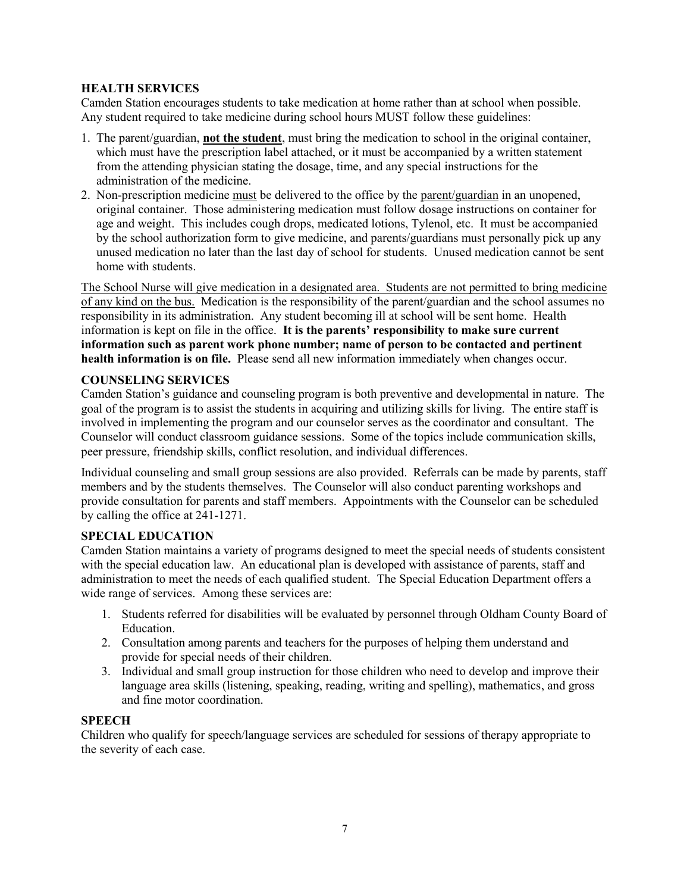## HEALTH SERVICES

Camden Station encourages students to take medication at home rather than at school when possible. Any student required to take medicine during school hours MUST follow these guidelines:

1. The parent/guardian, **not the student**, must bring the medication to school in the original container, which must have the prescription label attached, or it must be accompanied by a written statement from the attending physician stating the dosage, time, and any special instructions for the administration of the medicine.
2. Non-prescription medicine must be delivered to the office by the parent/guardian in an unopened, original container. Those administering medication must follow dosage instructions on container for age and weight. This includes cough drops, medicated lotions, Tylenol, etc. It must be accompanied by the school authorization form to give medicine, and parents/guardians must personally pick up any unused medication no later than the last day of school for students. Unused medication cannot be sent home with students.

The School Nurse will give medication in a designated area. Students are not permitted to bring medicine of any kind on the bus. Medication is the responsibility of the parent/guardian and the school assumes no responsibility in its administration. Any student becoming ill at school will be sent home. Health information is kept on file in the office. **It is the parents' responsibility to make sure current information such as parent work phone number; name of person to be contacted and pertinent health information is on file.** Please send all new information immediately when changes occur.

## COUNSELING SERVICES

Camden Station's guidance and counseling program is both preventive and developmental in nature. The goal of the program is to assist the students in acquiring and utilizing skills for living. The entire staff is involved in implementing the program and our counselor serves as the coordinator and consultant. The Counselor will conduct classroom guidance sessions. Some of the topics include communication skills, peer pressure, friendship skills, conflict resolution, and individual differences.

Individual counseling and small group sessions are also provided. Referrals can be made by parents, staff members and by the students themselves. The Counselor will also conduct parenting workshops and provide consultation for parents and staff members. Appointments with the Counselor can be scheduled by calling the office at 241-1271.

## SPECIAL EDUCATION

Camden Station maintains a variety of programs designed to meet the special needs of students consistent with the special education law. An educational plan is developed with assistance of parents, staff and administration to meet the needs of each qualified student. The Special Education Department offers a wide range of services. Among these services are:

1. Students referred for disabilities will be evaluated by personnel through Oldham County Board of Education.
2. Consultation among parents and teachers for the purposes of helping them understand and provide for special needs of their children.
3. Individual and small group instruction for those children who need to develop and improve their language area skills (listening, speaking, reading, writing and spelling), mathematics, and gross and fine motor coordination.

## SPEECH

Children who qualify for speech/language services are scheduled for sessions of therapy appropriate to the severity of each case.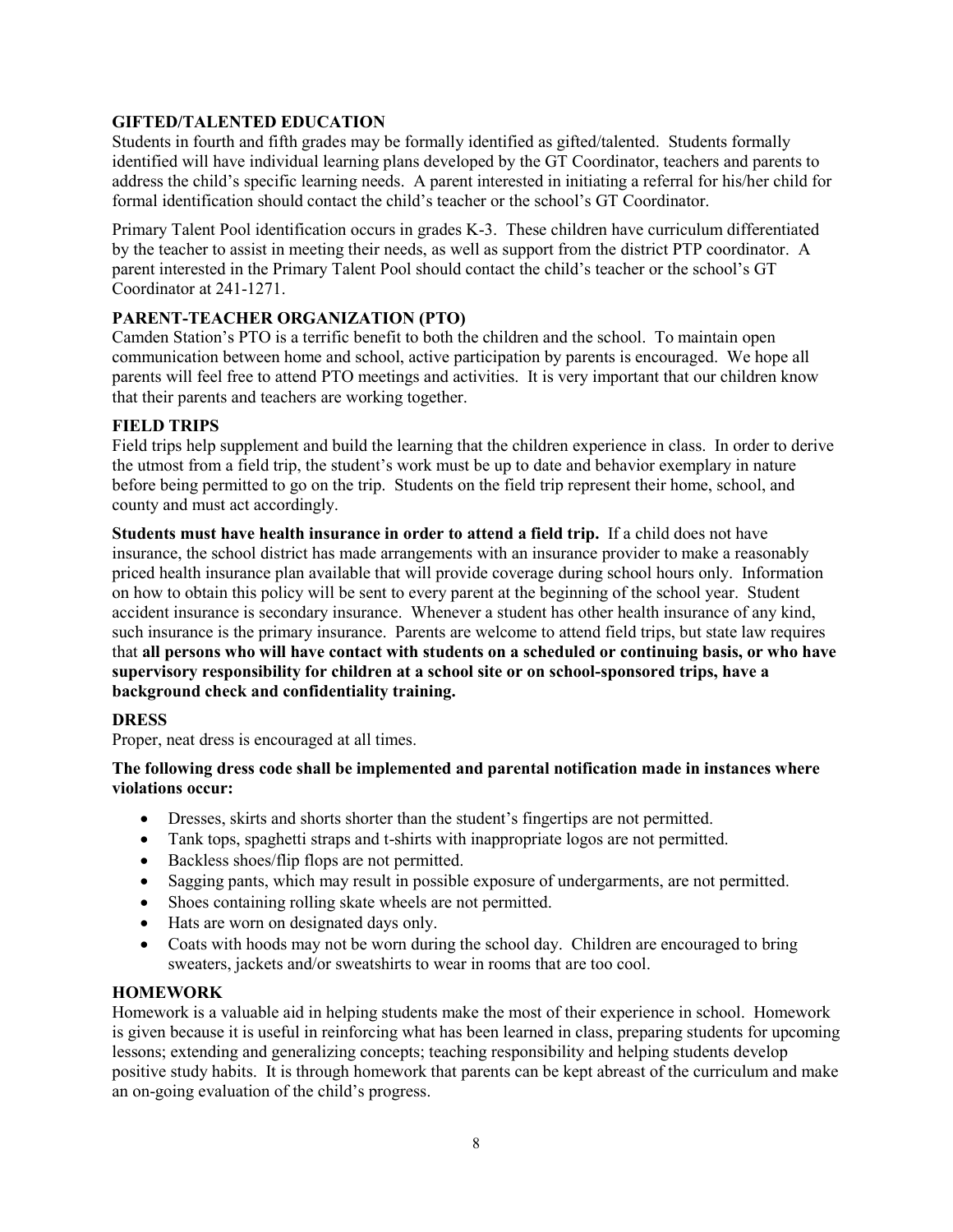### GIFTED/TALENTED EDUCATION

Students in fourth and fifth grades may be formally identified as gifted/talented. Students formally identified will have individual learning plans developed by the GT Coordinator, teachers and parents to address the child's specific learning needs. A parent interested in initiating a referral for his/her child for formal identification should contact the child's teacher or the school's GT Coordinator.

Primary Talent Pool identification occurs in grades K-3. These children have curriculum differentiated by the teacher to assist in meeting their needs, as well as support from the district PTP coordinator. A parent interested in the Primary Talent Pool should contact the child's teacher or the school's GT Coordinator at 241-1271.

### PARENT-TEACHER ORGANIZATION (PTO)

Camden Station's PTO is a terrific benefit to both the children and the school. To maintain open communication between home and school, active participation by parents is encouraged. We hope all parents will feel free to attend PTO meetings and activities. It is very important that our children know that their parents and teachers are working together.

### FIELD TRIPS

Field trips help supplement and build the learning that the children experience in class. In order to derive the utmost from a field trip, the student's work must be up to date and behavior exemplary in nature before being permitted to go on the trip. Students on the field trip represent their home, school, and county and must act accordingly.

**Students must have health insurance in order to attend a field trip.** If a child does not have insurance, the school district has made arrangements with an insurance provider to make a reasonably priced health insurance plan available that will provide coverage during school hours only. Information on how to obtain this policy will be sent to every parent at the beginning of the school year. Student accident insurance is secondary insurance. Whenever a student has other health insurance of any kind, such insurance is the primary insurance. Parents are welcome to attend field trips, but state law requires that **all persons who will have contact with students on a scheduled or continuing basis, or who have supervisory responsibility for children at a school site or on school-sponsored trips, have a background check and confidentiality training.**

### DRESS

Proper, neat dress is encouraged at all times.

**The following dress code shall be implemented and parental notification made in instances where violations occur:**

- Dresses, skirts and shorts shorter than the student's fingertips are not permitted.
- Tank tops, spaghetti straps and t-shirts with inappropriate logos are not permitted.
- Backless shoes/flip flops are not permitted.
- Sagging pants, which may result in possible exposure of undergarments, are not permitted.
- Shoes containing rolling skate wheels are not permitted.
- Hats are worn on designated days only.
- Coats with hoods may not be worn during the school day. Children are encouraged to bring sweaters, jackets and/or sweatshirts to wear in rooms that are too cool.

### HOMEWORK

Homework is a valuable aid in helping students make the most of their experience in school. Homework is given because it is useful in reinforcing what has been learned in class, preparing students for upcoming lessons; extending and generalizing concepts; teaching responsibility and helping students develop positive study habits. It is through homework that parents can be kept abreast of the curriculum and make an on-going evaluation of the child's progress.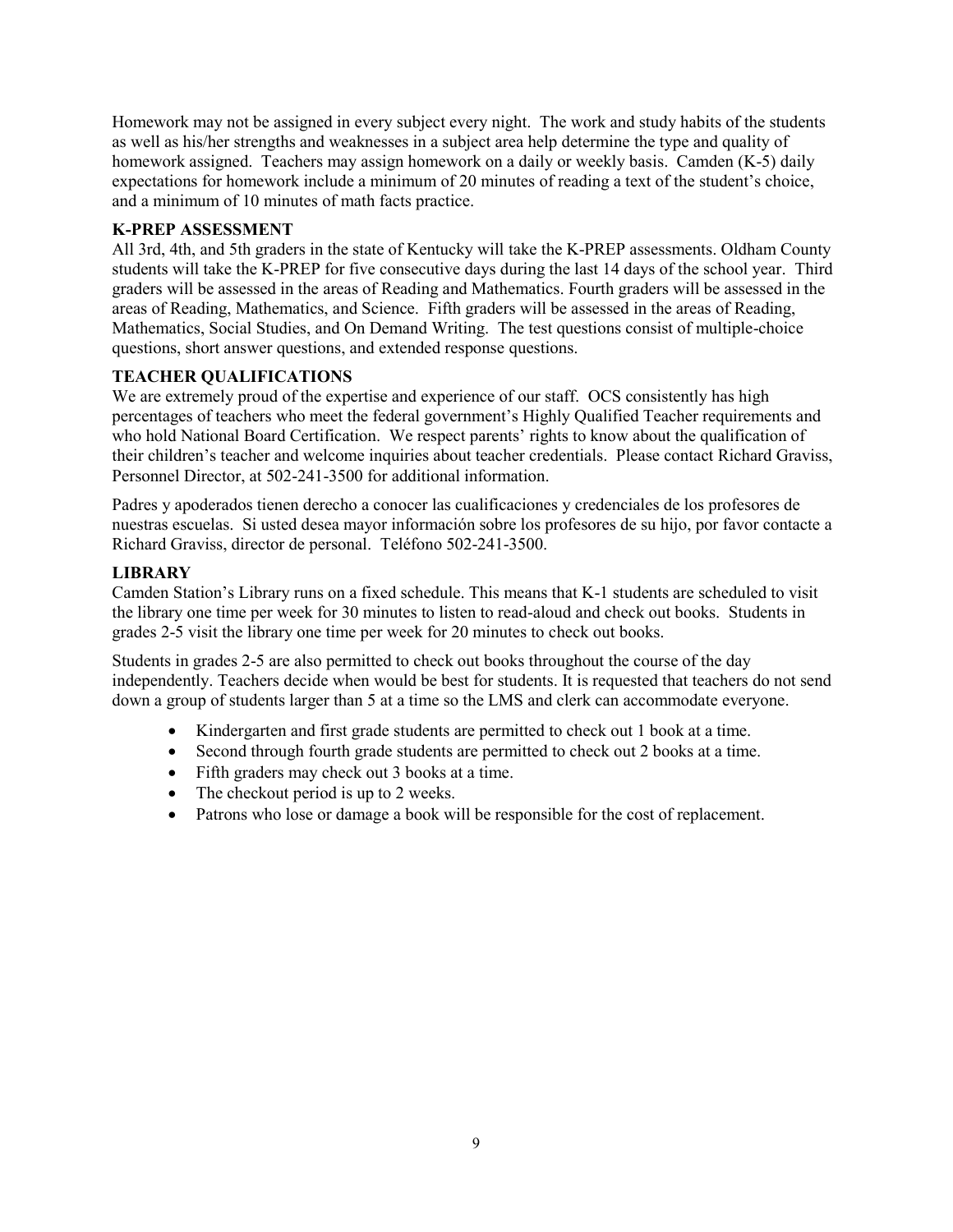Homework may not be assigned in every subject every night. The work and study habits of the students as well as his/her strengths and weaknesses in a subject area help determine the type and quality of homework assigned. Teachers may assign homework on a daily or weekly basis. Camden (K-5) daily expectations for homework include a minimum of 20 minutes of reading a text of the student's choice, and a minimum of 10 minutes of math facts practice.

**K-PREP ASSESSMENT**

All 3rd, 4th, and 5th graders in the state of Kentucky will take the K-PREP assessments. Oldham County students will take the K-PREP for five consecutive days during the last 14 days of the school year. Third graders will be assessed in the areas of Reading and Mathematics. Fourth graders will be assessed in the areas of Reading, Mathematics, and Science. Fifth graders will be assessed in the areas of Reading, Mathematics, Social Studies, and On Demand Writing. The test questions consist of multiple-choice questions, short answer questions, and extended response questions.

**TEACHER QUALIFICATIONS**

We are extremely proud of the expertise and experience of our staff. OCS consistently has high percentages of teachers who meet the federal government's Highly Qualified Teacher requirements and who hold National Board Certification. We respect parents' rights to know about the qualification of their children's teacher and welcome inquiries about teacher credentials. Please contact Richard Graviss, Personnel Director, at 502-241-3500 for additional information.

Padres y apoderados tienen derecho a conocer las cualificaciones y credenciales de los profesores de nuestras escuelas. Si usted desea mayor información sobre los profesores de su hijo, por favor contacte a Richard Graviss, director de personal. Teléfono 502-241-3500.

**LIBRARY**

Camden Station's Library runs on a fixed schedule. This means that K-1 students are scheduled to visit the library one time per week for 30 minutes to listen to read-aloud and check out books. Students in grades 2-5 visit the library one time per week for 20 minutes to check out books.

Students in grades 2-5 are also permitted to check out books throughout the course of the day independently. Teachers decide when would be best for students. It is requested that teachers do not send down a group of students larger than 5 at a time so the LMS and clerk can accommodate everyone.

- Kindergarten and first grade students are permitted to check out 1 book at a time.
- Second through fourth grade students are permitted to check out 2 books at a time.
- Fifth graders may check out 3 books at a time.
- The checkout period is up to 2 weeks.
- Patrons who lose or damage a book will be responsible for the cost of replacement.